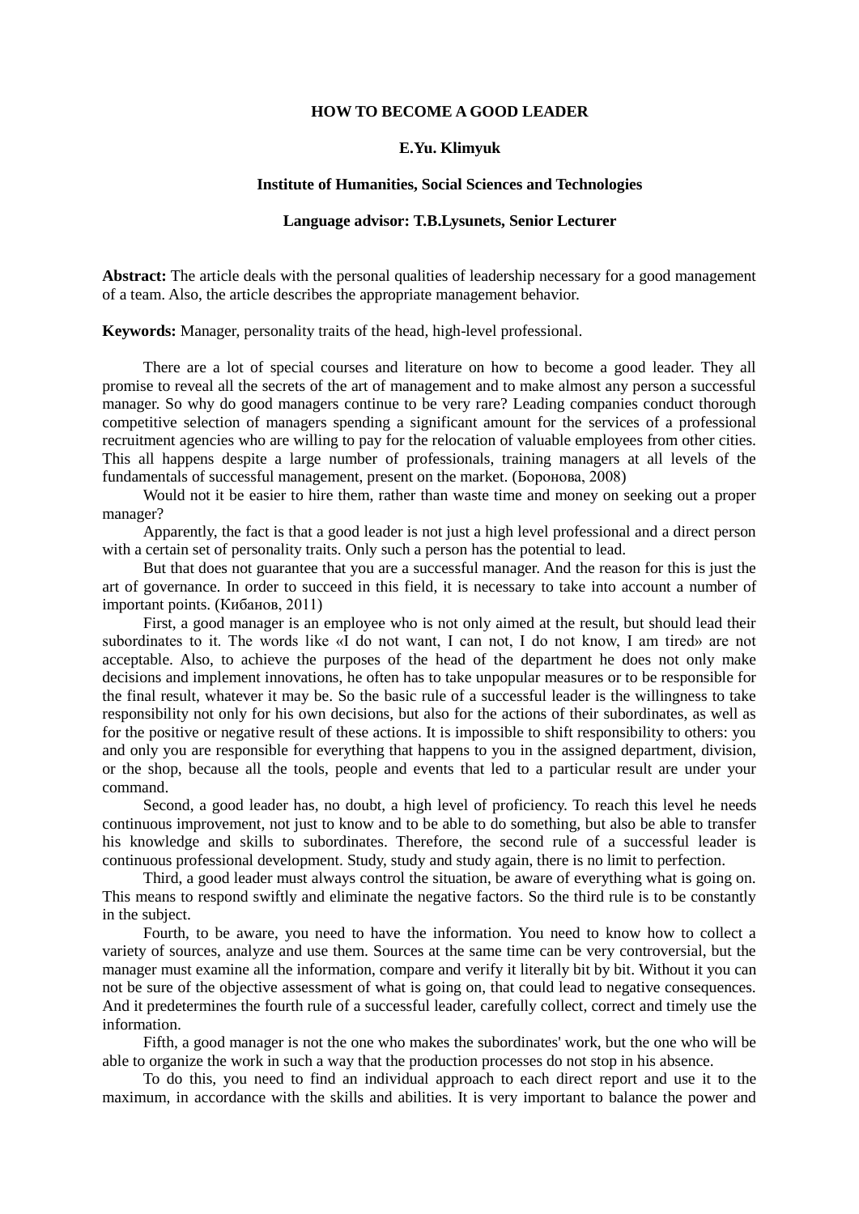# HOW TO BECOME A GOOD LEADER

**E.Yu. Klimyuk**

**Institute of Humanities, Social Sciences and Technologies**

**Language advisor: T.B.Lysunets, Senior Lecturer**

**Abstract:** The article deals with the personal qualities of leadership necessary for a good management of a team. Also, the article describes the appropriate management behavior.

**Keywords:** Manager, personality traits of the head, high-level professional.

There are a lot of special courses and literature on how to become a good leader. They all promise to reveal all the secrets of the art of management and to make almost any person a successful manager. So why do good managers continue to be very rare? Leading companies conduct thorough competitive selection of managers spending a significant amount for the services of a professional recruitment agencies who are willing to pay for the relocation of valuable employees from other cities. This all happens despite a large number of professionals, training managers at all levels of the fundamentals of successful management, present on the market. (Боронова, 2008)

Would not it be easier to hire them, rather than waste time and money on seeking out a proper manager?

Apparently, the fact is that a good leader is not just a high level professional and a direct person with a certain set of personality traits. Only such a person has the potential to lead.

But that does not guarantee that you are a successful manager. And the reason for this is just the art of governance. In order to succeed in this field, it is necessary to take into account a number of important points. (Кибанов, 2011)

First, a good manager is an employee who is not only aimed at the result, but should lead their subordinates to it. The words like «I do not want, I can not, I do not know, I am tired» are not acceptable. Also, to achieve the purposes of the head of the department he does not only make decisions and implement innovations, he often has to take unpopular measures or to be responsible for the final result, whatever it may be. So the basic rule of a successful leader is the willingness to take responsibility not only for his own decisions, but also for the actions of their subordinates, as well as for the positive or negative result of these actions. It is impossible to shift responsibility to others: you and only you are responsible for everything that happens to you in the assigned department, division, or the shop, because all the tools, people and events that led to a particular result are under your command.

Second, a good leader has, no doubt, a high level of proficiency. To reach this level he needs continuous improvement, not just to know and to be able to do something, but also be able to transfer his knowledge and skills to subordinates. Therefore, the second rule of a successful leader is continuous professional development. Study, study and study again, there is no limit to perfection.

Third, a good leader must always control the situation, be aware of everything what is going on. This means to respond swiftly and eliminate the negative factors. So the third rule is to be constantly in the subject.

Fourth, to be aware, you need to have the information. You need to know how to collect a variety of sources, analyze and use them. Sources at the same time can be very controversial, but the manager must examine all the information, compare and verify it literally bit by bit. Without it you can not be sure of the objective assessment of what is going on, that could lead to negative consequences. And it predetermines the fourth rule of a successful leader, carefully collect, correct and timely use the information.

Fifth, a good manager is not the one who makes the subordinates' work, but the one who will be able to organize the work in such a way that the production processes do not stop in his absence.

To do this, you need to find an individual approach to each direct report and use it to the maximum, in accordance with the skills and abilities. It is very important to balance the power and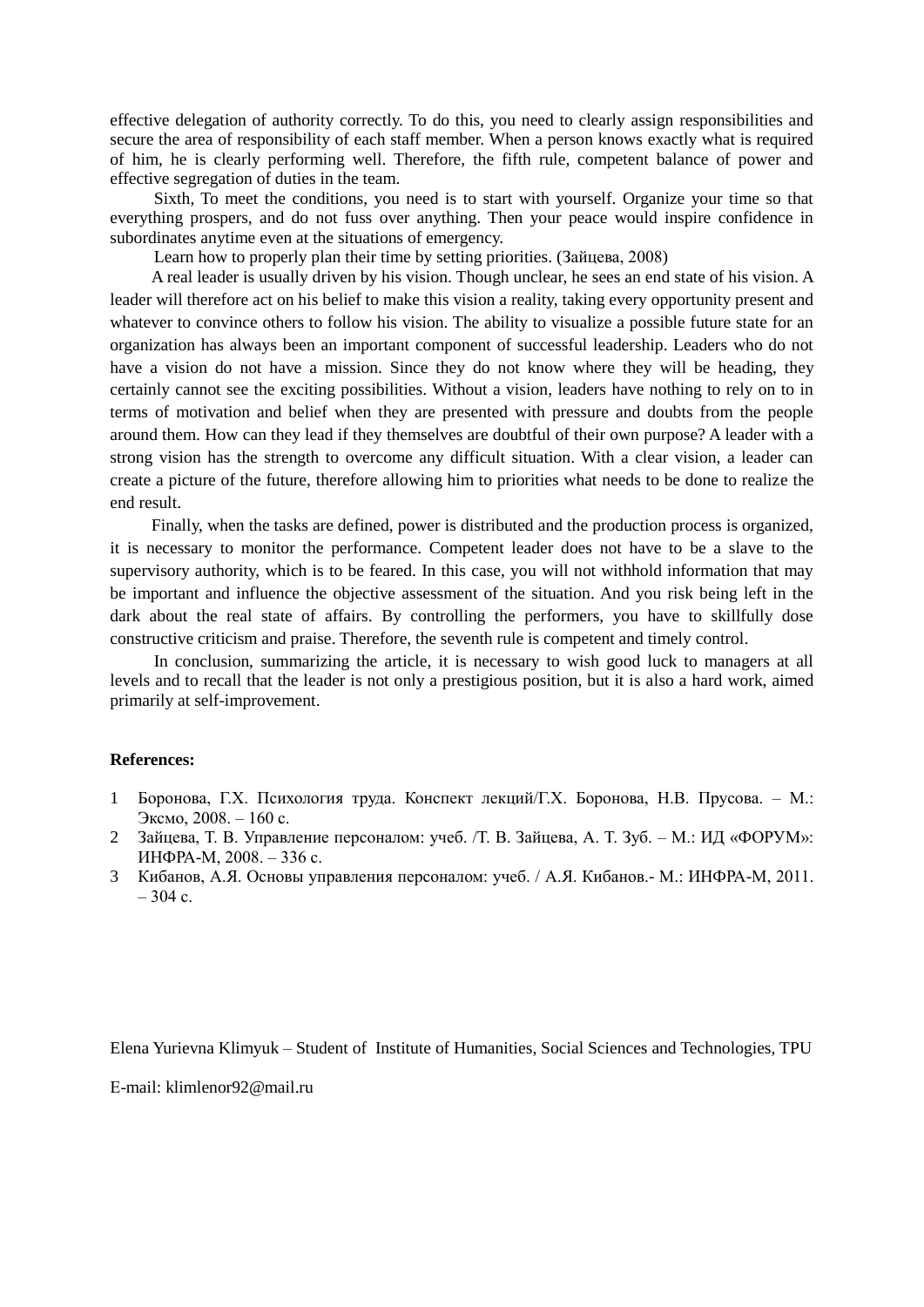effective delegation of authority correctly. To do this, you need to clearly assign responsibilities and secure the area of responsibility of each staff member. When a person knows exactly what is required of him, he is clearly performing well. Therefore, the fifth rule, competent balance of power and effective segregation of duties in the team.

Sixth, To meet the conditions, you need is to start with yourself. Organize your time so that everything prospers, and do not fuss over anything. Then your peace would inspire confidence in subordinates anytime even at the situations of emergency.

Learn how to properly plan their time by setting priorities. (Зайцева, 2008)

A real leader is usually driven by his vision. Though unclear, he sees an end state of his vision. A leader will therefore act on his belief to make this vision a reality, taking every opportunity present and whatever to convince others to follow his vision. The ability to visualize a possible future state for an organization has always been an important component of successful leadership. Leaders who do not have a vision do not have a mission. Since they do not know where they will be heading, they certainly cannot see the exciting possibilities. Without a vision, leaders have nothing to rely on to in terms of motivation and belief when they are presented with pressure and doubts from the people around them. How can they lead if they themselves are doubtful of their own purpose? A leader with a strong vision has the strength to overcome any difficult situation. With a clear vision, a leader can create a picture of the future, therefore allowing him to priorities what needs to be done to realize the end result.

Finally, when the tasks are defined, power is distributed and the production process is organized, it is necessary to monitor the performance. Competent leader does not have to be a slave to the supervisory authority, which is to be feared. In this case, you will not withhold information that may be important and influence the objective assessment of the situation. And you risk being left in the dark about the real state of affairs. By controlling the performers, you have to skillfully dose constructive criticism and praise. Therefore, the seventh rule is competent and timely control.

In conclusion, summarizing the article, it is necessary to wish good luck to managers at all levels and to recall that the leader is not only a prestigious position, but it is also a hard work, aimed primarily at self-improvement.

**References:**

1. Боронова, Г.Х. Психология труда. Конспект лекций/Г.Х. Боронова, Н.В. Прусова. – М.: Эксмо, 2008. – 160 с.
2. Зайцева, Т. В. Управление персоналом: учеб. /Т. В. Зайцева, А. Т. Зуб. – М.: ИД «ФОРУМ»: ИНФРА-М, 2008. – 336 с.
3. Кибанов, А.Я. Основы управления персоналом: учеб. / А.Я. Кибанов.- М.: ИНФРА-М, 2011. – 304 с.

Elena Yurievna Klimyuk – Student of Institute of Humanities, Social Sciences and Technologies, TPU

E-mail: klimlenor92@mail.ru